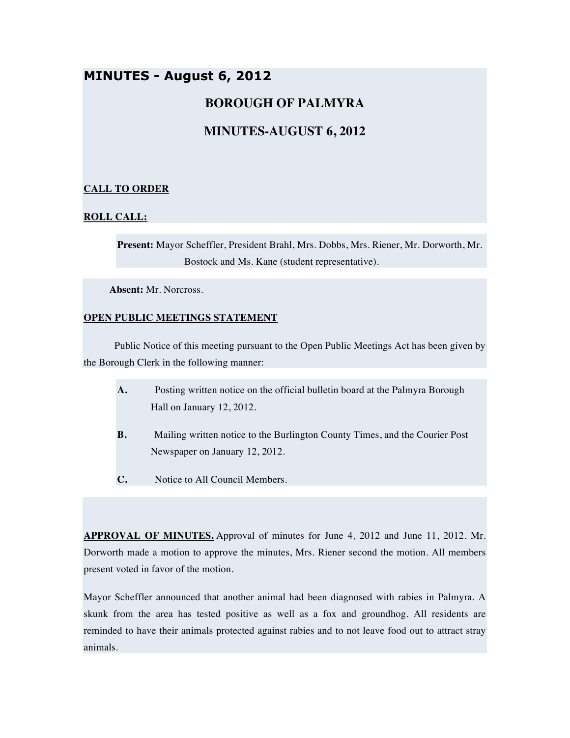# MINUTES - August 6, 2012

## BOROUGH OF PALMYRA

## MINUTES-AUGUST 6, 2012

**CALL TO ORDER**

**ROLL CALL:**

**Present:** Mayor Scheffler, President Brahl, Mrs. Dobbs, Mrs. Riener, Mr. Dorworth, Mr. Bostock and Ms. Kane (student representative).

**Absent:** Mr. Norcross.

**OPEN PUBLIC MEETINGS STATEMENT**

Public Notice of this meeting pursuant to the Open Public Meetings Act has been given by the Borough Clerk in the following manner:

**A.** Posting written notice on the official bulletin board at the Palmyra Borough Hall on January 12, 2012.

**B.** Mailing written notice to the Burlington County Times, and the Courier Post Newspaper on January 12, 2012.

**C.** Notice to All Council Members.

**APPROVAL OF MINUTES.** Approval of minutes for June 4, 2012 and June 11, 2012. Mr. Dorworth made a motion to approve the minutes, Mrs. Riener second the motion. All members present voted in favor of the motion.

Mayor Scheffler announced that another animal had been diagnosed with rabies in Palmyra. A skunk from the area has tested positive as well as a fox and groundhog. All residents are reminded to have their animals protected against rabies and to not leave food out to attract stray animals.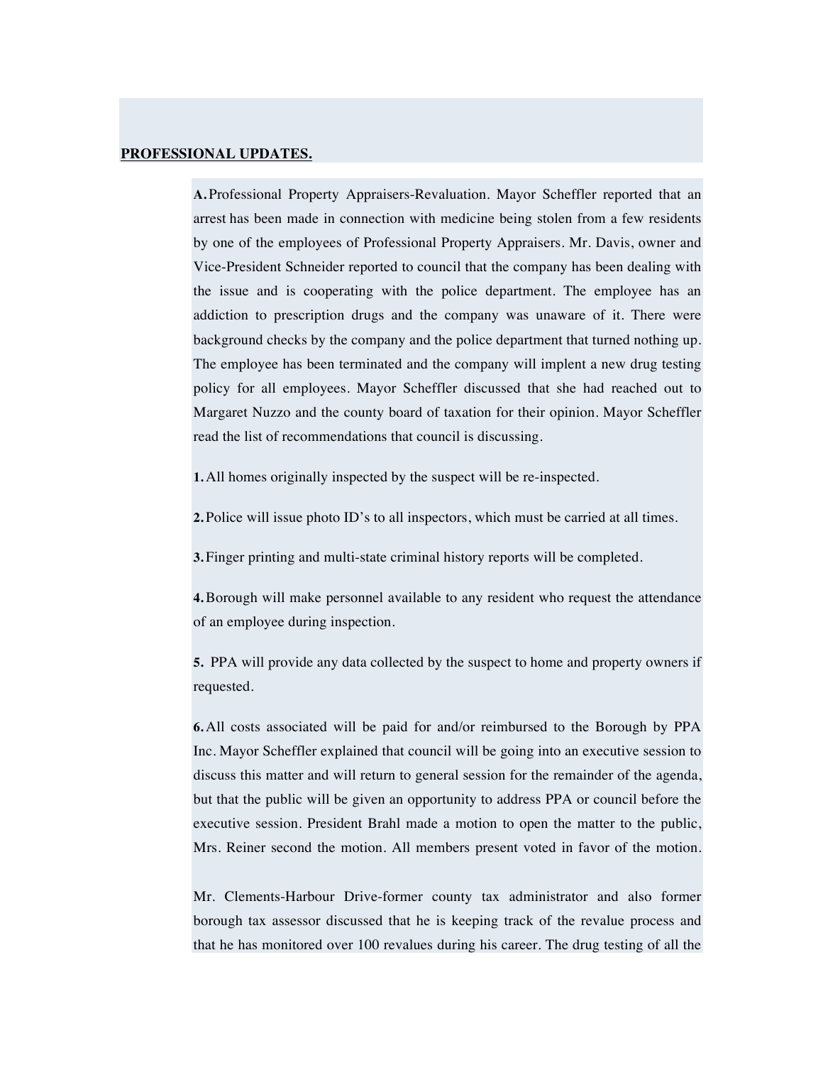**PROFESSIONAL UPDATES.**

**A.** Professional Property Appraisers-Revaluation. Mayor Scheffler reported that an arrest has been made in connection with medicine being stolen from a few residents by one of the employees of Professional Property Appraisers. Mr. Davis, owner and Vice-President Schneider reported to council that the company has been dealing with the issue and is cooperating with the police department. The employee has an addiction to prescription drugs and the company was unaware of it. There were background checks by the company and the police department that turned nothing up. The employee has been terminated and the company will implent a new drug testing policy for all employees. Mayor Scheffler discussed that she had reached out to Margaret Nuzzo and the county board of taxation for their opinion. Mayor Scheffler read the list of recommendations that council is discussing.

**1.** All homes originally inspected by the suspect will be re-inspected.

**2.** Police will issue photo ID's to all inspectors, which must be carried at all times.

**3.** Finger printing and multi-state criminal history reports will be completed.

**4.** Borough will make personnel available to any resident who request the attendance of an employee during inspection.

**5.** PPA will provide any data collected by the suspect to home and property owners if requested.

**6.** All costs associated will be paid for and/or reimbursed to the Borough by PPA Inc. Mayor Scheffler explained that council will be going into an executive session to discuss this matter and will return to general session for the remainder of the agenda, but that the public will be given an opportunity to address PPA or council before the executive session. President Brahl made a motion to open the matter to the public, Mrs. Reiner second the motion. All members present voted in favor of the motion.

Mr. Clements-Harbour Drive-former county tax administrator and also former borough tax assessor discussed that he is keeping track of the revalue process and that he has monitored over 100 revalues during his career. The drug testing of all the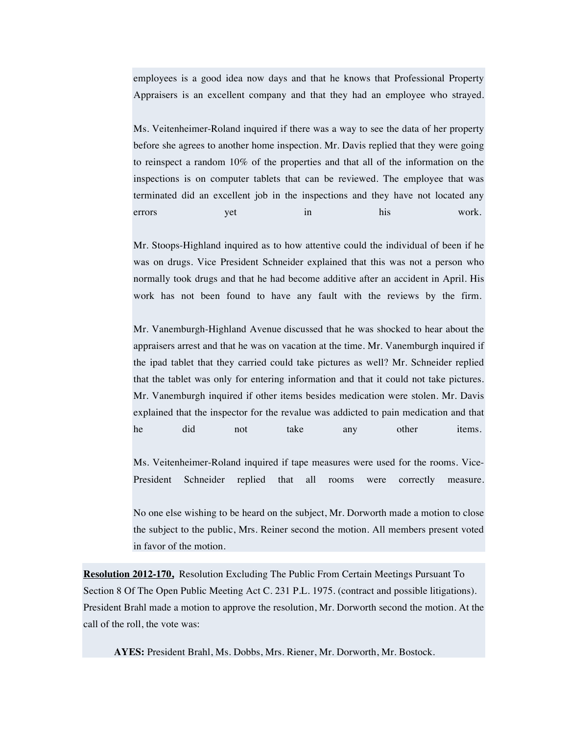employees is a good idea now days and that he knows that Professional Property Appraisers is an excellent company and that they had an employee who strayed.

Ms. Veitenheimer-Roland inquired if there was a way to see the data of her property before she agrees to another home inspection. Mr. Davis replied that they were going to reinspect a random 10% of the properties and that all of the information on the inspections is on computer tablets that can be reviewed. The employee that was terminated did an excellent job in the inspections and they have not located any errors yet in his work.

Mr. Stoops-Highland inquired as to how attentive could the individual of been if he was on drugs. Vice President Schneider explained that this was not a person who normally took drugs and that he had become additive after an accident in April. His work has not been found to have any fault with the reviews by the firm.

Mr. Vanemburgh-Highland Avenue discussed that he was shocked to hear about the appraisers arrest and that he was on vacation at the time. Mr. Vanemburgh inquired if the ipad tablet that they carried could take pictures as well? Mr. Schneider replied that the tablet was only for entering information and that it could not take pictures. Mr. Vanemburgh inquired if other items besides medication were stolen. Mr. Davis explained that the inspector for the revalue was addicted to pain medication and that he did not take any other items.

Ms. Veitenheimer-Roland inquired if tape measures were used for the rooms. Vice-President Schneider replied that all rooms were correctly measure.

No one else wishing to be heard on the subject, Mr. Dorworth made a motion to close the subject to the public, Mrs. Reiner second the motion. All members present voted in favor of the motion.

**Resolution 2012-170,** Resolution Excluding The Public From Certain Meetings Pursuant To Section 8 Of The Open Public Meeting Act C. 231 P.L. 1975. (contract and possible litigations). President Brahl made a motion to approve the resolution, Mr. Dorworth second the motion. At the call of the roll, the vote was:

**AYES:** President Brahl, Ms. Dobbs, Mrs. Riener, Mr. Dorworth, Mr. Bostock.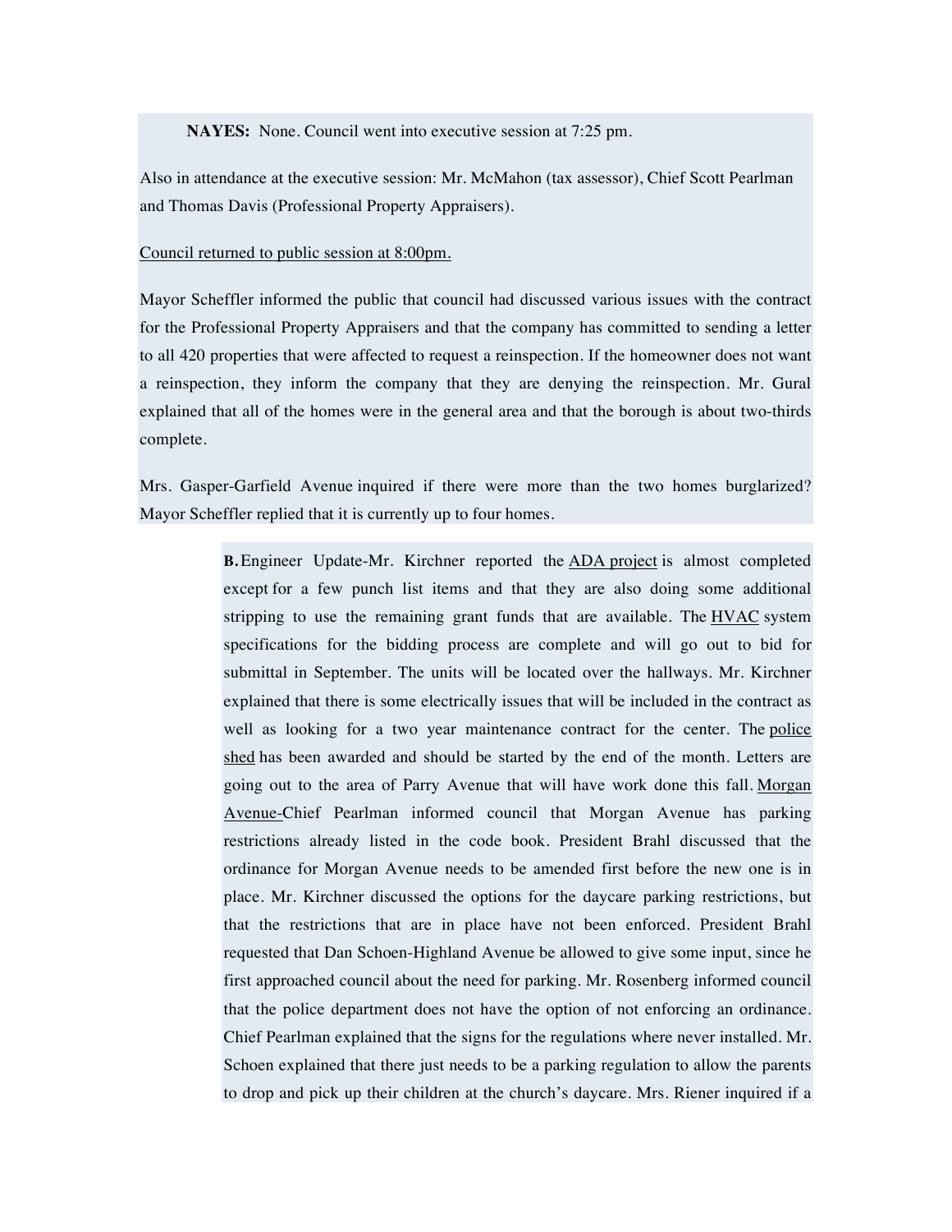**NAYES:** None. Council went into executive session at 7:25 pm.

Also in attendance at the executive session: Mr. McMahon (tax assessor), Chief Scott Pearlman and Thomas Davis (Professional Property Appraisers).

Council returned to public session at 8:00pm.

Mayor Scheffler informed the public that council had discussed various issues with the contract for the Professional Property Appraisers and that the company has committed to sending a letter to all 420 properties that were affected to request a reinspection. If the homeowner does not want a reinspection, they inform the company that they are denying the reinspection. Mr. Gural explained that all of the homes were in the general area and that the borough is about two-thirds complete.

Mrs. Gasper-Garfield Avenue inquired if there were more than the two homes burglarized? Mayor Scheffler replied that it is currently up to four homes.

**B.** Engineer Update-Mr. Kirchner reported the ADA project is almost completed except for a few punch list items and that they are also doing some additional stripping to use the remaining grant funds that are available. The HVAC system specifications for the bidding process are complete and will go out to bid for submittal in September. The units will be located over the hallways. Mr. Kirchner explained that there is some electrically issues that will be included in the contract as well as looking for a two year maintenance contract for the center. The police shed has been awarded and should be started by the end of the month. Letters are going out to the area of Parry Avenue that will have work done this fall. Morgan Avenue-Chief Pearlman informed council that Morgan Avenue has parking restrictions already listed in the code book. President Brahl discussed that the ordinance for Morgan Avenue needs to be amended first before the new one is in place. Mr. Kirchner discussed the options for the daycare parking restrictions, but that the restrictions that are in place have not been enforced. President Brahl requested that Dan Schoen-Highland Avenue be allowed to give some input, since he first approached council about the need for parking. Mr. Rosenberg informed council that the police department does not have the option of not enforcing an ordinance. Chief Pearlman explained that the signs for the regulations where never installed. Mr. Schoen explained that there just needs to be a parking regulation to allow the parents to drop and pick up their children at the church's daycare. Mrs. Riener inquired if a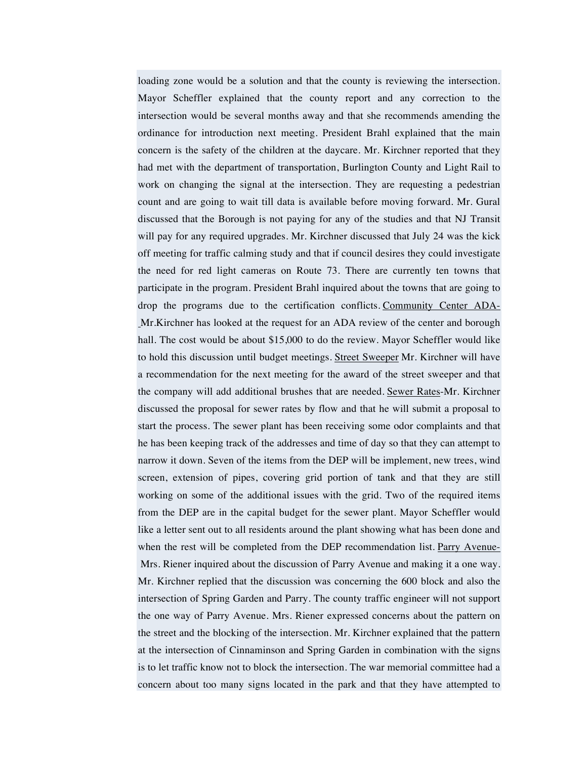loading zone would be a solution and that the county is reviewing the intersection. Mayor Scheffler explained that the county report and any correction to the intersection would be several months away and that she recommends amending the ordinance for introduction next meeting. President Brahl explained that the main concern is the safety of the children at the daycare. Mr. Kirchner reported that they had met with the department of transportation, Burlington County and Light Rail to work on changing the signal at the intersection. They are requesting a pedestrian count and are going to wait till data is available before moving forward. Mr. Gural discussed that the Borough is not paying for any of the studies and that NJ Transit will pay for any required upgrades. Mr. Kirchner discussed that July 24 was the kick off meeting for traffic calming study and that if council desires they could investigate the need for red light cameras on Route 73. There are currently ten towns that participate in the program. President Brahl inquired about the towns that are going to drop the programs due to the certification conflicts. <u>Community Center ADA-</u> Mr.Kirchner has looked at the request for an ADA review of the center and borough hall. The cost would be about $15,000 to do the review. Mayor Scheffler would like to hold this discussion until budget meetings. <u>Street Sweeper</u> Mr. Kirchner will have a recommendation for the next meeting for the award of the street sweeper and that the company will add additional brushes that are needed. <u>Sewer Rates</u>-Mr. Kirchner discussed the proposal for sewer rates by flow and that he will submit a proposal to start the process. The sewer plant has been receiving some odor complaints and that he has been keeping track of the addresses and time of day so that they can attempt to narrow it down. Seven of the items from the DEP will be implement, new trees, wind screen, extension of pipes, covering grid portion of tank and that they are still working on some of the additional issues with the grid. Two of the required items from the DEP are in the capital budget for the sewer plant. Mayor Scheffler would like a letter sent out to all residents around the plant showing what has been done and when the rest will be completed from the DEP recommendation list. <u>Parry Avenue-</u> Mrs. Riener inquired about the discussion of Parry Avenue and making it a one way. Mr. Kirchner replied that the discussion was concerning the 600 block and also the intersection of Spring Garden and Parry. The county traffic engineer will not support the one way of Parry Avenue. Mrs. Riener expressed concerns about the pattern on the street and the blocking of the intersection. Mr. Kirchner explained that the pattern at the intersection of Cinnaminson and Spring Garden in combination with the signs is to let traffic know not to block the intersection. The war memorial committee had a concern about too many signs located in the park and that they have attempted to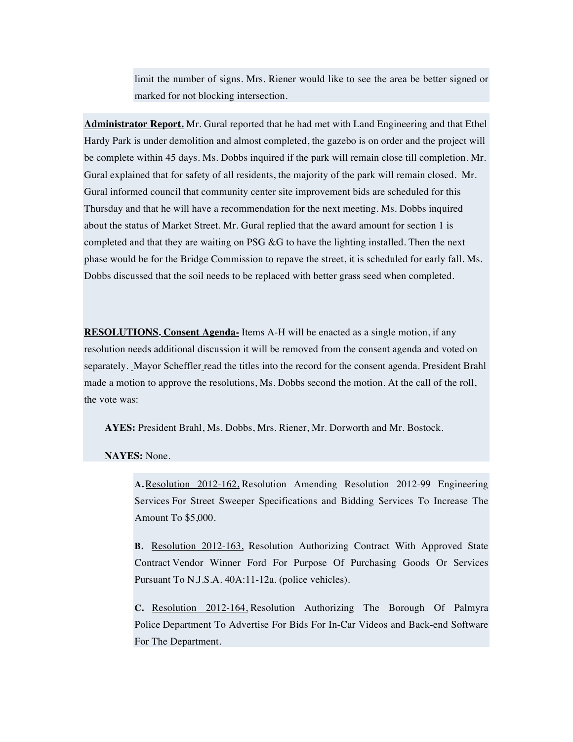limit the number of signs. Mrs. Riener would like to see the area be better signed or marked for not blocking intersection.

**Administrator Report.** Mr. Gural reported that he had met with Land Engineering and that Ethel Hardy Park is under demolition and almost completed, the gazebo is on order and the project will be complete within 45 days. Ms. Dobbs inquired if the park will remain close till completion. Mr. Gural explained that for safety of all residents, the majority of the park will remain closed. Mr. Gural informed council that community center site improvement bids are scheduled for this Thursday and that he will have a recommendation for the next meeting. Ms. Dobbs inquired about the status of Market Street. Mr. Gural replied that the award amount for section 1 is completed and that they are waiting on PSG &G to have the lighting installed. Then the next phase would be for the Bridge Commission to repave the street, it is scheduled for early fall. Ms. Dobbs discussed that the soil needs to be replaced with better grass seed when completed.

**RESOLUTIONS. Consent Agenda-** Items A-H will be enacted as a single motion, if any resolution needs additional discussion it will be removed from the consent agenda and voted on separately. Mayor Scheffler read the titles into the record for the consent agenda. President Brahl made a motion to approve the resolutions, Ms. Dobbs second the motion. At the call of the roll, the vote was:

**AYES:** President Brahl, Ms. Dobbs, Mrs. Riener, Mr. Dorworth and Mr. Bostock.

**NAYES:** None.

**A.** Resolution 2012-162, Resolution Amending Resolution 2012-99 Engineering Services For Street Sweeper Specifications and Bidding Services To Increase The Amount To $5,000.

**B.** Resolution 2012-163, Resolution Authorizing Contract With Approved State Contract Vendor Winner Ford For Purpose Of Purchasing Goods Or Services Pursuant To N.J.S.A. 40A:11-12a. (police vehicles).

**C.** Resolution 2012-164, Resolution Authorizing The Borough Of Palmyra Police Department To Advertise For Bids For In-Car Videos and Back-end Software For The Department.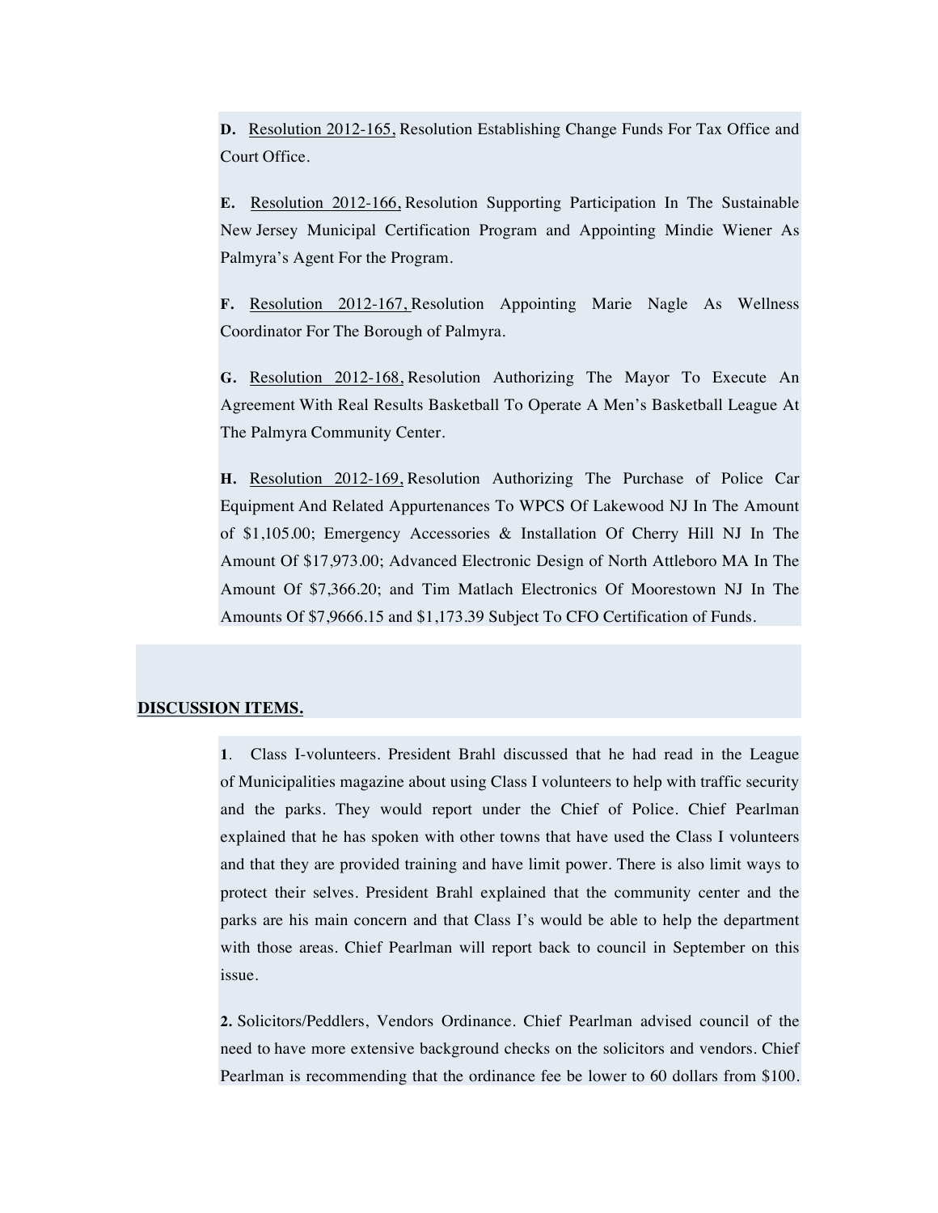**D.** Resolution 2012-165, Resolution Establishing Change Funds For Tax Office and Court Office.

**E.** Resolution 2012-166, Resolution Supporting Participation In The Sustainable New Jersey Municipal Certification Program and Appointing Mindie Wiener As Palmyra's Agent For the Program.

**F.** Resolution 2012-167, Resolution Appointing Marie Nagle As Wellness Coordinator For The Borough of Palmyra.

**G.** Resolution 2012-168, Resolution Authorizing The Mayor To Execute An Agreement With Real Results Basketball To Operate A Men's Basketball League At The Palmyra Community Center.

**H.** Resolution 2012-169, Resolution Authorizing The Purchase of Police Car Equipment And Related Appurtenances To WPCS Of Lakewood NJ In The Amount of $1,105.00; Emergency Accessories & Installation Of Cherry Hill NJ In The Amount Of $17,973.00; Advanced Electronic Design of North Attleboro MA In The Amount Of $7,366.20; and Tim Matlach Electronics Of Moorestown NJ In The Amounts Of $7,9666.15 and $1,173.39 Subject To CFO Certification of Funds.

**DISCUSSION ITEMS.**

**1**. Class I-volunteers. President Brahl discussed that he had read in the League of Municipalities magazine about using Class I volunteers to help with traffic security and the parks. They would report under the Chief of Police. Chief Pearlman explained that he has spoken with other towns that have used the Class I volunteers and that they are provided training and have limit power. There is also limit ways to protect their selves. President Brahl explained that the community center and the parks are his main concern and that Class I's would be able to help the department with those areas. Chief Pearlman will report back to council in September on this issue.

**2.** Solicitors/Peddlers, Vendors Ordinance. Chief Pearlman advised council of the need to have more extensive background checks on the solicitors and vendors. Chief Pearlman is recommending that the ordinance fee be lower to 60 dollars from $100.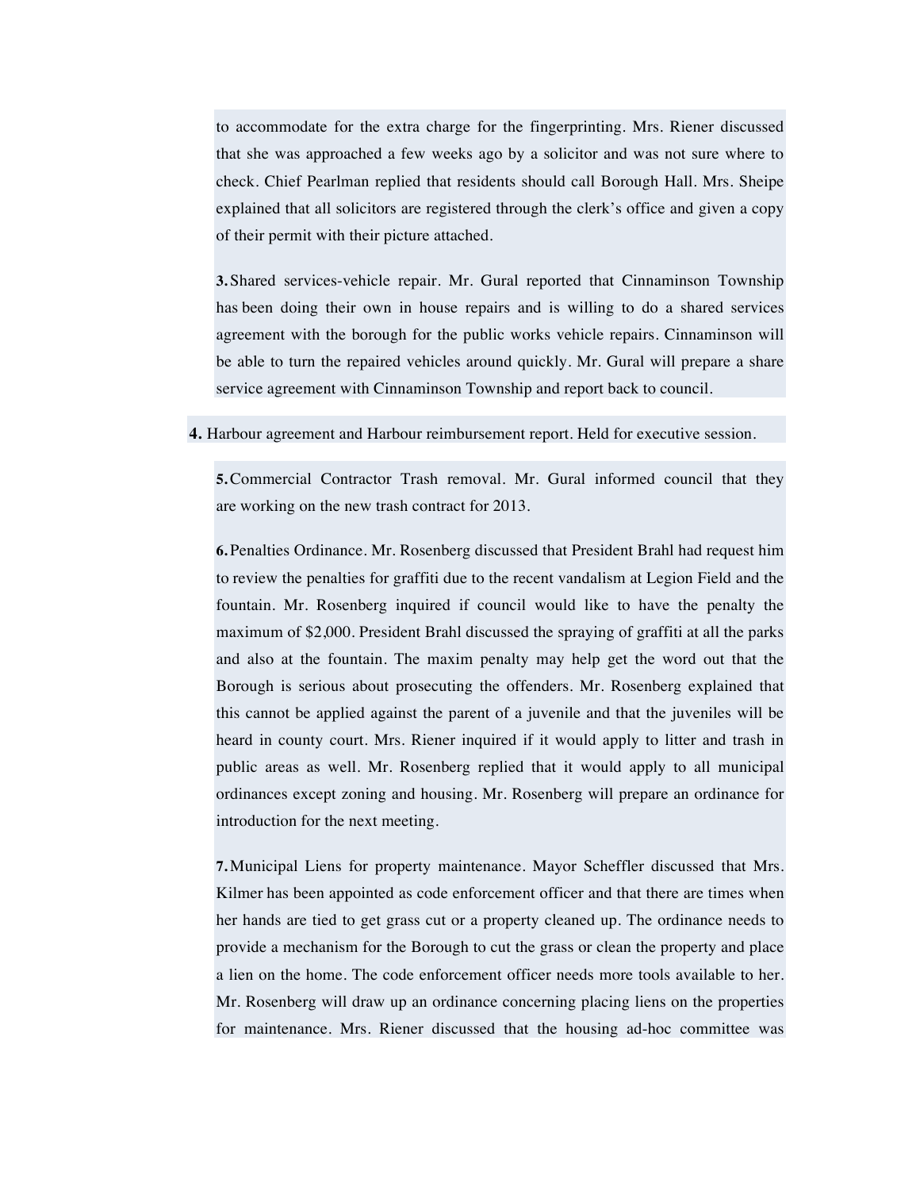to accommodate for the extra charge for the fingerprinting. Mrs. Riener discussed that she was approached a few weeks ago by a solicitor and was not sure where to check. Chief Pearlman replied that residents should call Borough Hall. Mrs. Sheipe explained that all solicitors are registered through the clerk's office and given a copy of their permit with their picture attached.

**3.** Shared services-vehicle repair. Mr. Gural reported that Cinnaminson Township has been doing their own in house repairs and is willing to do a shared services agreement with the borough for the public works vehicle repairs. Cinnaminson will be able to turn the repaired vehicles around quickly. Mr. Gural will prepare a share service agreement with Cinnaminson Township and report back to council.

**4.** Harbour agreement and Harbour reimbursement report. Held for executive session.

**5.** Commercial Contractor Trash removal. Mr. Gural informed council that they are working on the new trash contract for 2013.

**6.** Penalties Ordinance. Mr. Rosenberg discussed that President Brahl had request him to review the penalties for graffiti due to the recent vandalism at Legion Field and the fountain. Mr. Rosenberg inquired if council would like to have the penalty the maximum of $2,000. President Brahl discussed the spraying of graffiti at all the parks and also at the fountain. The maxim penalty may help get the word out that the Borough is serious about prosecuting the offenders. Mr. Rosenberg explained that this cannot be applied against the parent of a juvenile and that the juveniles will be heard in county court. Mrs. Riener inquired if it would apply to litter and trash in public areas as well. Mr. Rosenberg replied that it would apply to all municipal ordinances except zoning and housing. Mr. Rosenberg will prepare an ordinance for introduction for the next meeting.

**7.** Municipal Liens for property maintenance. Mayor Scheffler discussed that Mrs. Kilmer has been appointed as code enforcement officer and that there are times when her hands are tied to get grass cut or a property cleaned up. The ordinance needs to provide a mechanism for the Borough to cut the grass or clean the property and place a lien on the home. The code enforcement officer needs more tools available to her. Mr. Rosenberg will draw up an ordinance concerning placing liens on the properties for maintenance. Mrs. Riener discussed that the housing ad-hoc committee was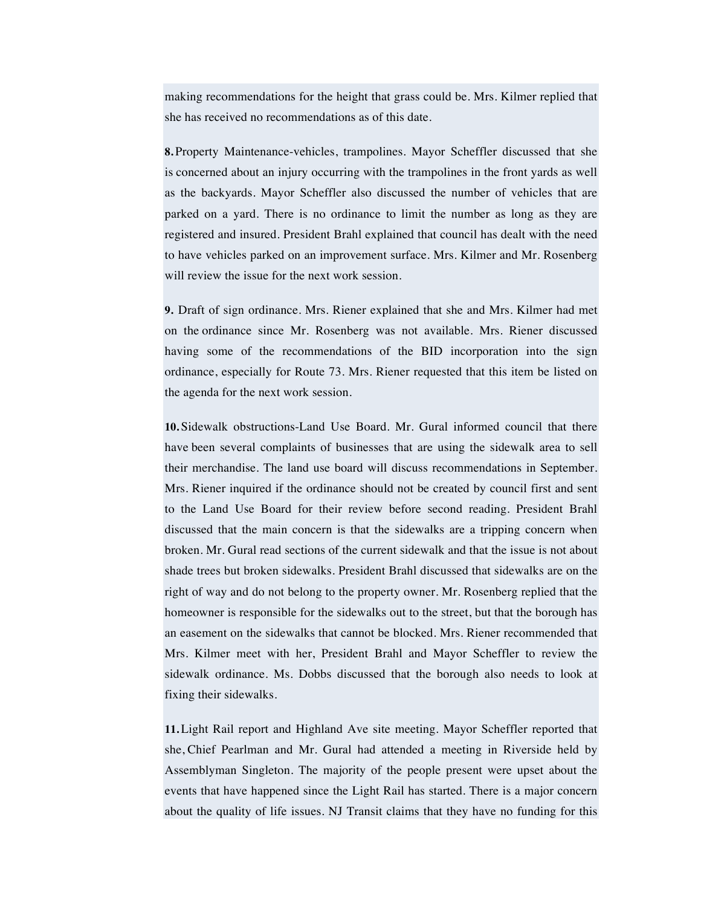making recommendations for the height that grass could be. Mrs. Kilmer replied that she has received no recommendations as of this date.

**8.** Property Maintenance-vehicles, trampolines. Mayor Scheffler discussed that she is concerned about an injury occurring with the trampolines in the front yards as well as the backyards. Mayor Scheffler also discussed the number of vehicles that are parked on a yard. There is no ordinance to limit the number as long as they are registered and insured. President Brahl explained that council has dealt with the need to have vehicles parked on an improvement surface. Mrs. Kilmer and Mr. Rosenberg will review the issue for the next work session.

**9.** Draft of sign ordinance. Mrs. Riener explained that she and Mrs. Kilmer had met on the ordinance since Mr. Rosenberg was not available. Mrs. Riener discussed having some of the recommendations of the BID incorporation into the sign ordinance, especially for Route 73. Mrs. Riener requested that this item be listed on the agenda for the next work session.

**10.** Sidewalk obstructions-Land Use Board. Mr. Gural informed council that there have been several complaints of businesses that are using the sidewalk area to sell their merchandise. The land use board will discuss recommendations in September. Mrs. Riener inquired if the ordinance should not be created by council first and sent to the Land Use Board for their review before second reading. President Brahl discussed that the main concern is that the sidewalks are a tripping concern when broken. Mr. Gural read sections of the current sidewalk and that the issue is not about shade trees but broken sidewalks. President Brahl discussed that sidewalks are on the right of way and do not belong to the property owner. Mr. Rosenberg replied that the homeowner is responsible for the sidewalks out to the street, but that the borough has an easement on the sidewalks that cannot be blocked. Mrs. Riener recommended that Mrs. Kilmer meet with her, President Brahl and Mayor Scheffler to review the sidewalk ordinance. Ms. Dobbs discussed that the borough also needs to look at fixing their sidewalks.

**11.** Light Rail report and Highland Ave site meeting. Mayor Scheffler reported that she, Chief Pearlman and Mr. Gural had attended a meeting in Riverside held by Assemblyman Singleton. The majority of the people present were upset about the events that have happened since the Light Rail has started. There is a major concern about the quality of life issues. NJ Transit claims that they have no funding for this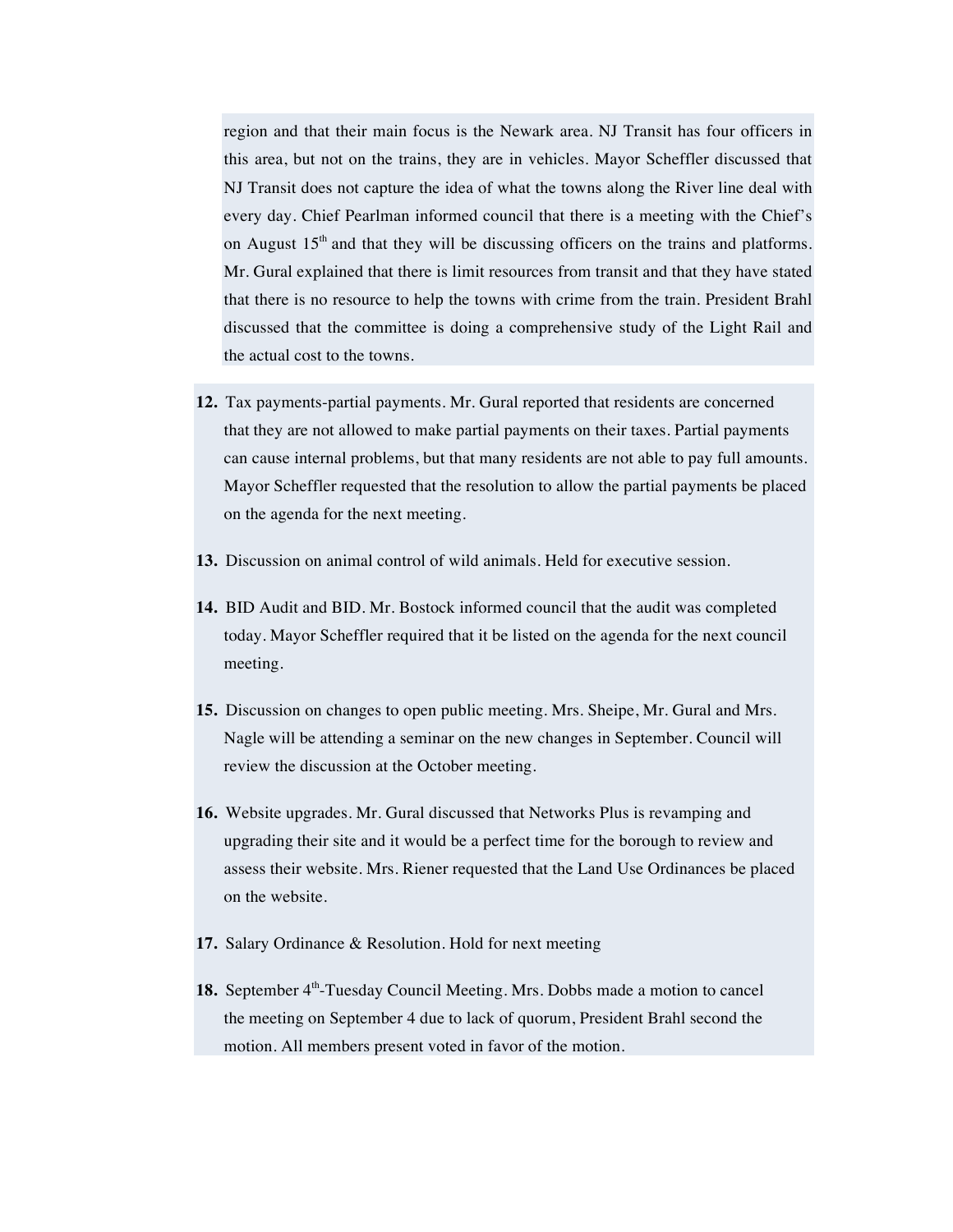region and that their main focus is the Newark area. NJ Transit has four officers in this area, but not on the trains, they are in vehicles. Mayor Scheffler discussed that NJ Transit does not capture the idea of what the towns along the River line deal with every day. Chief Pearlman informed council that there is a meeting with the Chief's on August 15th and that they will be discussing officers on the trains and platforms. Mr. Gural explained that there is limit resources from transit and that they have stated that there is no resource to help the towns with crime from the train. President Brahl discussed that the committee is doing a comprehensive study of the Light Rail and the actual cost to the towns.

12. Tax payments-partial payments. Mr. Gural reported that residents are concerned that they are not allowed to make partial payments on their taxes. Partial payments can cause internal problems, but that many residents are not able to pay full amounts. Mayor Scheffler requested that the resolution to allow the partial payments be placed on the agenda for the next meeting.

13. Discussion on animal control of wild animals. Held for executive session.

14. BID Audit and BID. Mr. Bostock informed council that the audit was completed today. Mayor Scheffler required that it be listed on the agenda for the next council meeting.

15. Discussion on changes to open public meeting. Mrs. Sheipe, Mr. Gural and Mrs. Nagle will be attending a seminar on the new changes in September. Council will review the discussion at the October meeting.

16. Website upgrades. Mr. Gural discussed that Networks Plus is revamping and upgrading their site and it would be a perfect time for the borough to review and assess their website. Mrs. Riener requested that the Land Use Ordinances be placed on the website.

17. Salary Ordinance & Resolution. Hold for next meeting

18. September 4th-Tuesday Council Meeting. Mrs. Dobbs made a motion to cancel the meeting on September 4 due to lack of quorum, President Brahl second the motion. All members present voted in favor of the motion.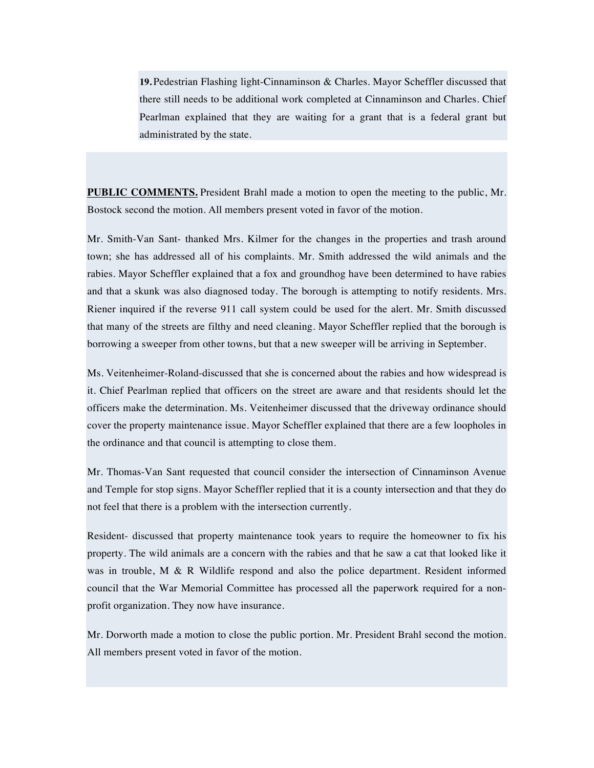**19.** Pedestrian Flashing light-Cinnaminson & Charles. Mayor Scheffler discussed that there still needs to be additional work completed at Cinnaminson and Charles. Chief Pearlman explained that they are waiting for a grant that is a federal grant but administrated by the state.

**PUBLIC COMMENTS.** President Brahl made a motion to open the meeting to the public, Mr. Bostock second the motion. All members present voted in favor of the motion.

Mr. Smith-Van Sant- thanked Mrs. Kilmer for the changes in the properties and trash around town; she has addressed all of his complaints. Mr. Smith addressed the wild animals and the rabies. Mayor Scheffler explained that a fox and groundhog have been determined to have rabies and that a skunk was also diagnosed today. The borough is attempting to notify residents. Mrs. Riener inquired if the reverse 911 call system could be used for the alert. Mr. Smith discussed that many of the streets are filthy and need cleaning. Mayor Scheffler replied that the borough is borrowing a sweeper from other towns, but that a new sweeper will be arriving in September.

Ms. Veitenheimer-Roland-discussed that she is concerned about the rabies and how widespread is it. Chief Pearlman replied that officers on the street are aware and that residents should let the officers make the determination. Ms. Veitenheimer discussed that the driveway ordinance should cover the property maintenance issue. Mayor Scheffler explained that there are a few loopholes in the ordinance and that council is attempting to close them.

Mr. Thomas-Van Sant requested that council consider the intersection of Cinnaminson Avenue and Temple for stop signs. Mayor Scheffler replied that it is a county intersection and that they do not feel that there is a problem with the intersection currently.

Resident- discussed that property maintenance took years to require the homeowner to fix his property. The wild animals are a concern with the rabies and that he saw a cat that looked like it was in trouble, M & R Wildlife respond and also the police department. Resident informed council that the War Memorial Committee has processed all the paperwork required for a non-profit organization. They now have insurance.

Mr. Dorworth made a motion to close the public portion. Mr. President Brahl second the motion. All members present voted in favor of the motion.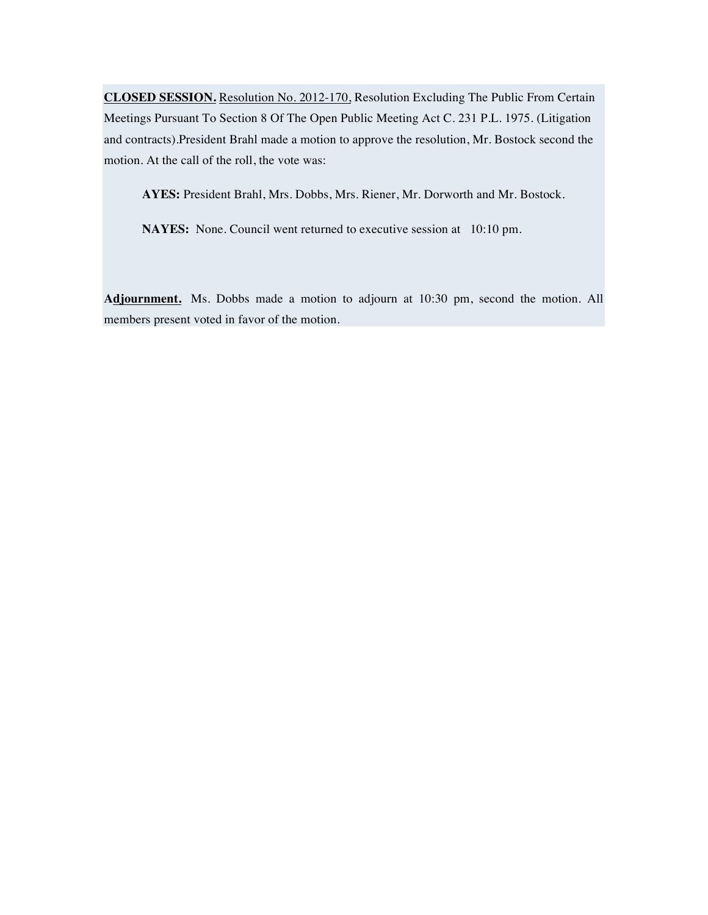**<u>CLOSED SESSION.</u>** <u>Resolution No. 2012-170,</u> Resolution Excluding The Public From Certain Meetings Pursuant To Section 8 Of The Open Public Meeting Act C. 231 P.L. 1975. (Litigation and contracts).President Brahl made a motion to approve the resolution, Mr. Bostock second the motion. At the call of the roll, the vote was:

**AYES:** President Brahl, Mrs. Dobbs, Mrs. Riener, Mr. Dorworth and Mr. Bostock.

**NAYES:** None. Council went returned to executive session at 10:10 pm.

**<u>Adjournment.</u>** Ms. Dobbs made a motion to adjourn at 10:30 pm, second the motion. All members present voted in favor of the motion.